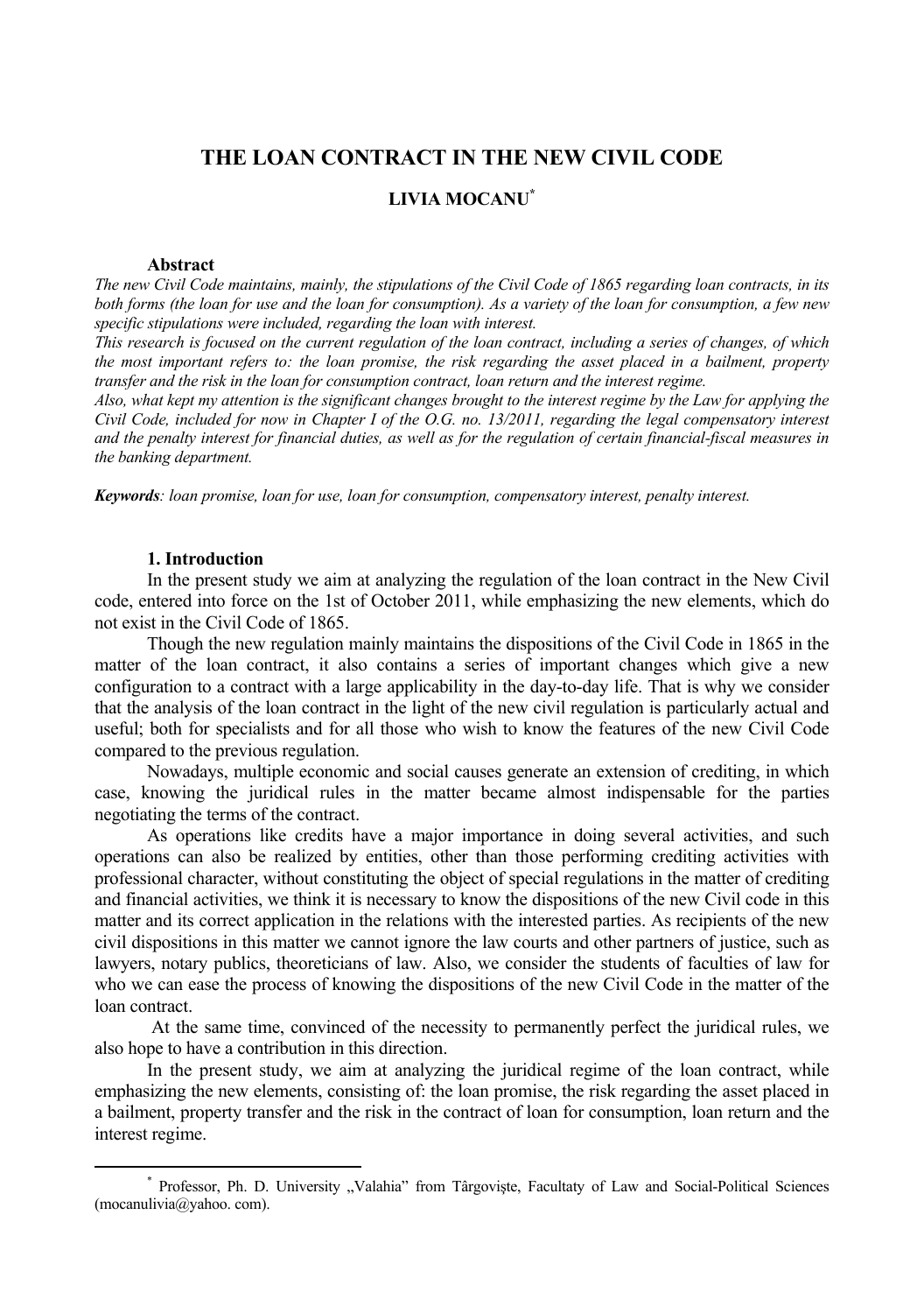# THE LOAN CONTRACT IN THE NEW CIVIL CODE

**LIVIA MOCANU**[*]

### Abstract

*The new Civil Code maintains, mainly, the stipulations of the Civil Code of 1865 regarding loan contracts, in its both forms (the loan for use and the loan for consumption). As a variety of the loan for consumption, a few new specific stipulations were included, regarding the loan with interest.*

*This research is focused on the current regulation of the loan contract, including a series of changes, of which the most important refers to: the loan promise, the risk regarding the asset placed in a bailment, property transfer and the risk in the loan for consumption contract, loan return and the interest regime.*

*Also, what kept my attention is the significant changes brought to the interest regime by the Law for applying the Civil Code, included for now in Chapter I of the O.G. no. 13/2011, regarding the legal compensatory interest and the penalty interest for financial duties, as well as for the regulation of certain financial-fiscal measures in the banking department.*

***Keywords****: loan promise, loan for use, loan for consumption, compensatory interest, penalty interest.*

### 1. Introduction

In the present study we aim at analyzing the regulation of the loan contract in the New Civil code, entered into force on the 1st of October 2011, while emphasizing the new elements, which do not exist in the Civil Code of 1865.

Though the new regulation mainly maintains the dispositions of the Civil Code in 1865 in the matter of the loan contract, it also contains a series of important changes which give a new configuration to a contract with a large applicability in the day-to-day life. That is why we consider that the analysis of the loan contract in the light of the new civil regulation is particularly actual and useful; both for specialists and for all those who wish to know the features of the new Civil Code compared to the previous regulation.

Nowadays, multiple economic and social causes generate an extension of crediting, in which case, knowing the juridical rules in the matter became almost indispensable for the parties negotiating the terms of the contract.

As operations like credits have a major importance in doing several activities, and such operations can also be realized by entities, other than those performing crediting activities with professional character, without constituting the object of special regulations in the matter of crediting and financial activities, we think it is necessary to know the dispositions of the new Civil code in this matter and its correct application in the relations with the interested parties. As recipients of the new civil dispositions in this matter we cannot ignore the law courts and other partners of justice, such as lawyers, notary publics, theoreticians of law. Also, we consider the students of faculties of law for who we can ease the process of knowing the dispositions of the new Civil Code in the matter of the loan contract.

At the same time, convinced of the necessity to permanently perfect the juridical rules, we also hope to have a contribution in this direction.

In the present study, we aim at analyzing the juridical regime of the loan contract, while emphasizing the new elements, consisting of: the loan promise, the risk regarding the asset placed in a bailment, property transfer and the risk in the contract of loan for consumption, loan return and the interest regime.

---

[*] Professor, Ph. D. University „Valahia" from Târgovişte, Facultaty of Law and Social-Political Sciences (mocanulivia@yahoo. com).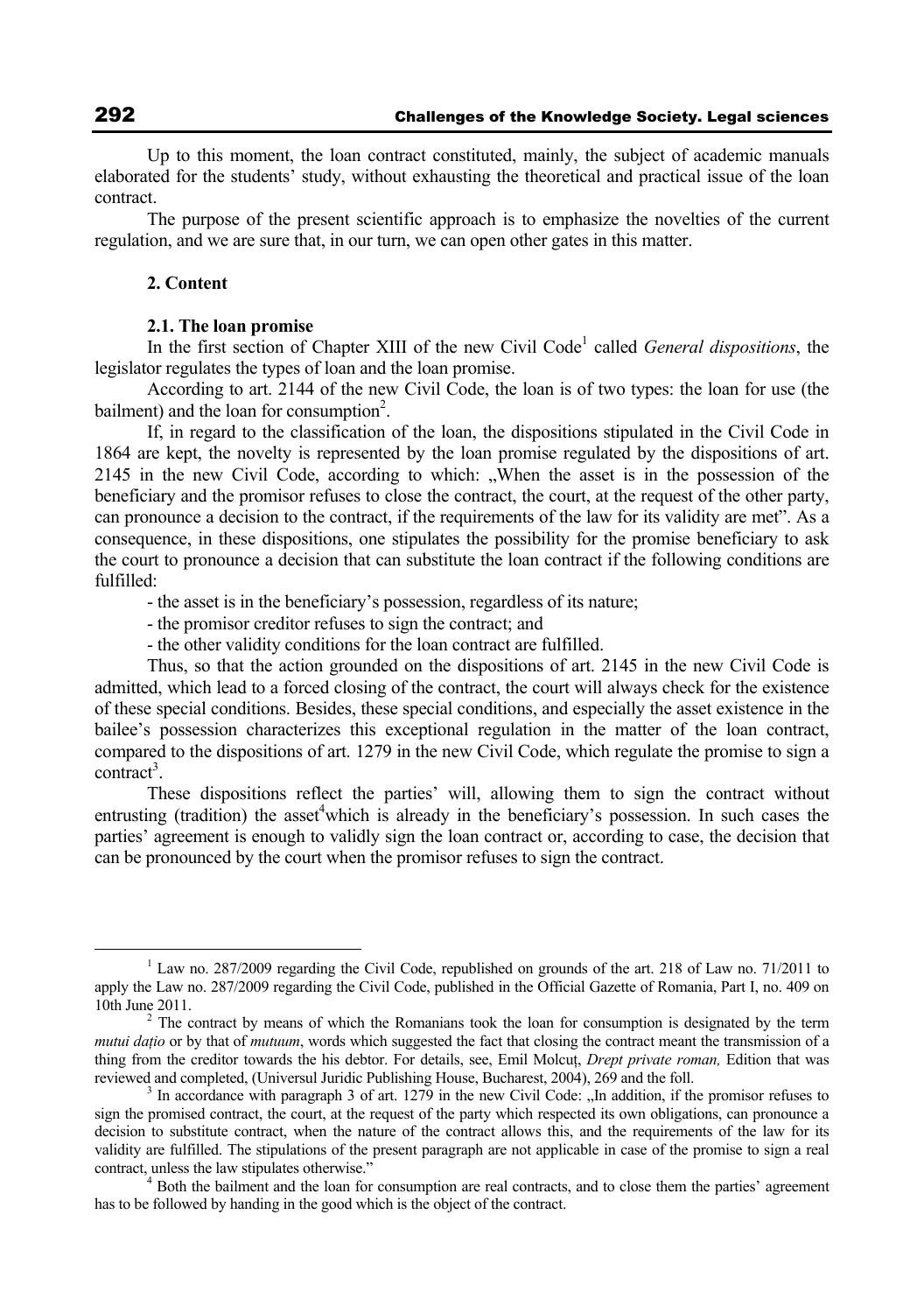Up to this moment, the loan contract constituted, mainly, the subject of academic manuals elaborated for the students' study, without exhausting the theoretical and practical issue of the loan contract.

The purpose of the present scientific approach is to emphasize the novelties of the current regulation, and we are sure that, in our turn, we can open other gates in this matter.

## 2. Content

### 2.1. The loan promise

In the first section of Chapter XIII of the new Civil Code[1] called *General dispositions*, the legislator regulates the types of loan and the loan promise.

According to art. 2144 of the new Civil Code, the loan is of two types: the loan for use (the bailment) and the loan for consumption[2].

If, in regard to the classification of the loan, the dispositions stipulated in the Civil Code in 1864 are kept, the novelty is represented by the loan promise regulated by the dispositions of art. 2145 in the new Civil Code, according to which: „When the asset is in the possession of the beneficiary and the promisor refuses to close the contract, the court, at the request of the other party, can pronounce a decision to the contract, if the requirements of the law for its validity are met". As a consequence, in these dispositions, one stipulates the possibility for the promise beneficiary to ask the court to pronounce a decision that can substitute the loan contract if the following conditions are fulfilled:

- the asset is in the beneficiary's possession, regardless of its nature;
- the promisor creditor refuses to sign the contract; and
- the other validity conditions for the loan contract are fulfilled.

Thus, so that the action grounded on the dispositions of art. 2145 in the new Civil Code is admitted, which lead to a forced closing of the contract, the court will always check for the existence of these special conditions. Besides, these special conditions, and especially the asset existence in the bailee's possession characterizes this exceptional regulation in the matter of the loan contract, compared to the dispositions of art. 1279 in the new Civil Code, which regulate the promise to sign a contract[3].

These dispositions reflect the parties' will, allowing them to sign the contract without entrusting (tradition) the asset[4]which is already in the beneficiary's possession. In such cases the parties' agreement is enough to validly sign the loan contract or, according to case, the decision that can be pronounced by the court when the promisor refuses to sign the contract.

---

[1] Law no. 287/2009 regarding the Civil Code, republished on grounds of the art. 218 of Law no. 71/2011 to apply the Law no. 287/2009 regarding the Civil Code, published in the Official Gazette of Romania, Part I, no. 409 on 10th June 2011.

[2] The contract by means of which the Romanians took the loan for consumption is designated by the term *mutui dațio* or by that of *mutuum*, words which suggested the fact that closing the contract meant the transmission of a thing from the creditor towards the his debtor. For details, see, Emil Molcuț, *Drept private roman,* Edition that was reviewed and completed, (Universul Juridic Publishing House, Bucharest, 2004), 269 and the foll.

[3] In accordance with paragraph 3 of art. 1279 in the new Civil Code: „In addition, if the promisor refuses to sign the promised contract, the court, at the request of the party which respected its own obligations, can pronounce a decision to substitute contract, when the nature of the contract allows this, and the requirements of the law for its validity are fulfilled. The stipulations of the present paragraph are not applicable in case of the promise to sign a real contract, unless the law stipulates otherwise."

[4] Both the bailment and the loan for consumption are real contracts, and to close them the parties' agreement has to be followed by handing in the good which is the object of the contract.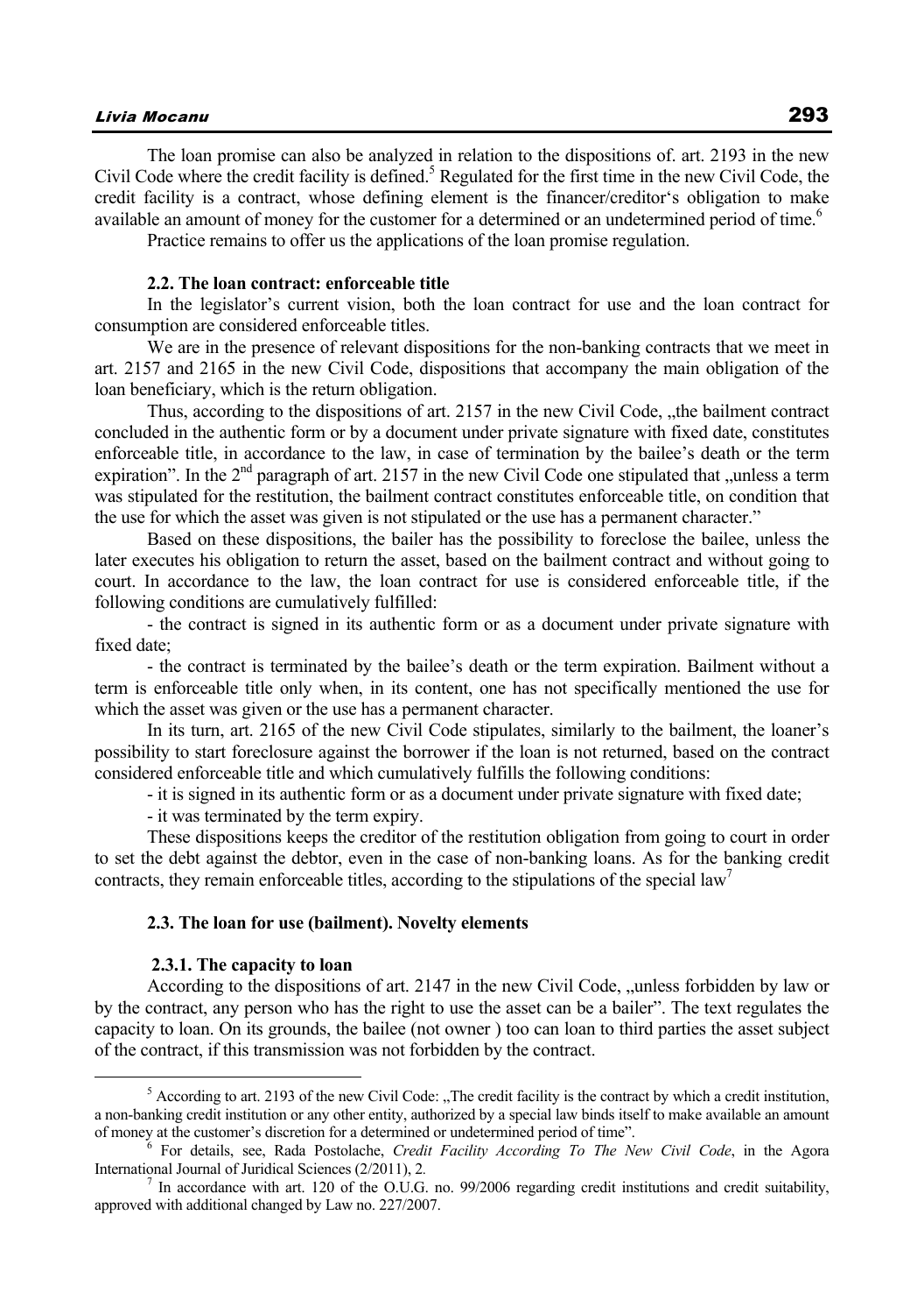The loan promise can also be analyzed in relation to the dispositions of. art. 2193 in the new Civil Code where the credit facility is defined.[5] Regulated for the first time in the new Civil Code, the credit facility is a contract, whose defining element is the financer/creditor's obligation to make available an amount of money for the customer for a determined or an undetermined period of time.[6]

Practice remains to offer us the applications of the loan promise regulation.

### 2.2. The loan contract: enforceable title

In the legislator's current vision, both the loan contract for use and the loan contract for consumption are considered enforceable titles.

We are in the presence of relevant dispositions for the non-banking contracts that we meet in art. 2157 and 2165 in the new Civil Code, dispositions that accompany the main obligation of the loan beneficiary, which is the return obligation.

Thus, according to the dispositions of art. 2157 in the new Civil Code, „the bailment contract concluded in the authentic form or by a document under private signature with fixed date, constitutes enforceable title, in accordance to the law, in case of termination by the bailee's death or the term expiration". In the 2nd paragraph of art. 2157 in the new Civil Code one stipulated that „unless a term was stipulated for the restitution, the bailment contract constitutes enforceable title, on condition that the use for which the asset was given is not stipulated or the use has a permanent character."

Based on these dispositions, the bailer has the possibility to foreclose the bailee, unless the later executes his obligation to return the asset, based on the bailment contract and without going to court. In accordance to the law, the loan contract for use is considered enforceable title, if the following conditions are cumulatively fulfilled:

- the contract is signed in its authentic form or as a document under private signature with fixed date;
- the contract is terminated by the bailee's death or the term expiration. Bailment without a term is enforceable title only when, in its content, one has not specifically mentioned the use for which the asset was given or the use has a permanent character.

In its turn, art. 2165 of the new Civil Code stipulates, similarly to the bailment, the loaner's possibility to start foreclosure against the borrower if the loan is not returned, based on the contract considered enforceable title and which cumulatively fulfills the following conditions:

- it is signed in its authentic form or as a document under private signature with fixed date;
- it was terminated by the term expiry.

These dispositions keeps the creditor of the restitution obligation from going to court in order to set the debt against the debtor, even in the case of non-banking loans. As for the banking credit contracts, they remain enforceable titles, according to the stipulations of the special law[7]

### 2.3. The loan for use (bailment). Novelty elements

#### 2.3.1. The capacity to loan

According to the dispositions of art. 2147 in the new Civil Code, „unless forbidden by law or by the contract, any person who has the right to use the asset can be a bailer". The text regulates the capacity to loan. On its grounds, the bailee (not owner ) too can loan to third parties the asset subject of the contract, if this transmission was not forbidden by the contract.

---

[5] According to art. 2193 of the new Civil Code: „The credit facility is the contract by which a credit institution, a non-banking credit institution or any other entity, authorized by a special law binds itself to make available an amount of money at the customer's discretion for a determined or undetermined period of time".

[6] For details, see, Rada Postolache, *Credit Facility According To The New Civil Code*, in the Agora International Journal of Juridical Sciences (2/2011), 2.

[7] In accordance with art. 120 of the O.U.G. no. 99/2006 regarding credit institutions and credit suitability, approved with additional changed by Law no. 227/2007.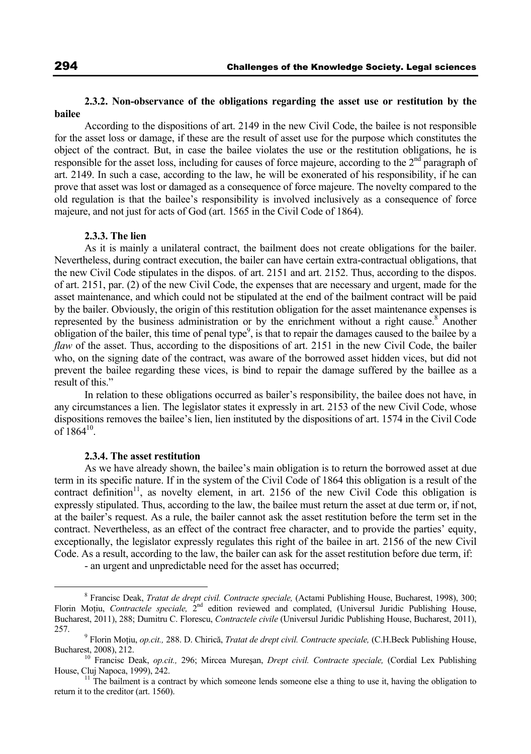### 2.3.2. Non-observance of the obligations regarding the asset use or restitution by the bailee

According to the dispositions of art. 2149 in the new Civil Code, the bailee is not responsible for the asset loss or damage, if these are the result of asset use for the purpose which constitutes the object of the contract. But, in case the bailee violates the use or the restitution obligations, he is responsible for the asset loss, including for causes of force majeure, according to the 2[nd] paragraph of art. 2149. In such a case, according to the law, he will be exonerated of his responsibility, if he can prove that asset was lost or damaged as a consequence of force majeure. The novelty compared to the old regulation is that the bailee's responsibility is involved inclusively as a consequence of force majeure, and not just for acts of God (art. 1565 in the Civil Code of 1864).

### 2.3.3. The lien

As it is mainly a unilateral contract, the bailment does not create obligations for the bailer. Nevertheless, during contract execution, the bailer can have certain extra-contractual obligations, that the new Civil Code stipulates in the dispos. of art. 2151 and art. 2152. Thus, according to the dispos. of art. 2151, par. (2) of the new Civil Code, the expenses that are necessary and urgent, made for the asset maintenance, and which could not be stipulated at the end of the bailment contract will be paid by the bailer. Obviously, the origin of this restitution obligation for the asset maintenance expenses is represented by the business administration or by the enrichment without a right cause.[8] Another obligation of the bailer, this time of penal type[9], is that to repair the damages caused to the bailee by a *flaw* of the asset. Thus, according to the dispositions of art. 2151 in the new Civil Code, the bailer who, on the signing date of the contract, was aware of the borrowed asset hidden vices, but did not prevent the bailee regarding these vices, is bind to repair the damage suffered by the baillee as a result of this."

In relation to these obligations occurred as bailer's responsibility, the bailee does not have, in any circumstances a lien. The legislator states it expressly in art. 2153 of the new Civil Code, whose dispositions removes the bailee's lien, lien instituted by the dispositions of art. 1574 in the Civil Code of 1864[10].

### 2.3.4. The asset restitution

As we have already shown, the bailee's main obligation is to return the borrowed asset at due term in its specific nature. If in the system of the Civil Code of 1864 this obligation is a result of the contract definition[11], as novelty element, in art. 2156 of the new Civil Code this obligation is expressly stipulated. Thus, according to the law, the bailee must return the asset at due term or, if not, at the bailer's request. As a rule, the bailer cannot ask the asset restitution before the term set in the contract. Nevertheless, as an effect of the contract free character, and to provide the parties' equity, exceptionally, the legislator expressly regulates this right of the bailee in art. 2156 of the new Civil Code. As a result, according to the law, the bailer can ask for the asset restitution before due term, if:

- an urgent and unpredictable need for the asset has occurred;

---

[8] Francisc Deak, *Tratat de drept civil. Contracte speciale,* (Actami Publishing House, Bucharest, 1998), 300; Florin Moțiu, *Contractele speciale,* 2[nd] edition reviewed and complated, (Universul Juridic Publishing House, Bucharest, 2011), 288; Dumitru C. Florescu, *Contractele civile* (Universul Juridic Publishing House, Bucharest, 2011), 257.

[9] Florin Moțiu, *op.cit.,* 288. D. Chirică, *Tratat de drept civil. Contracte speciale,* (C.H.Beck Publishing House, Bucharest, 2008), 212.

[10] Francisc Deak, *op.cit.,* 296; Mircea Mureșan, *Drept civil. Contracte speciale,* (Cordial Lex Publishing House, Cluj Napoca, 1999), 242.

[11] The bailment is a contract by which someone lends someone else a thing to use it, having the obligation to return it to the creditor (art. 1560).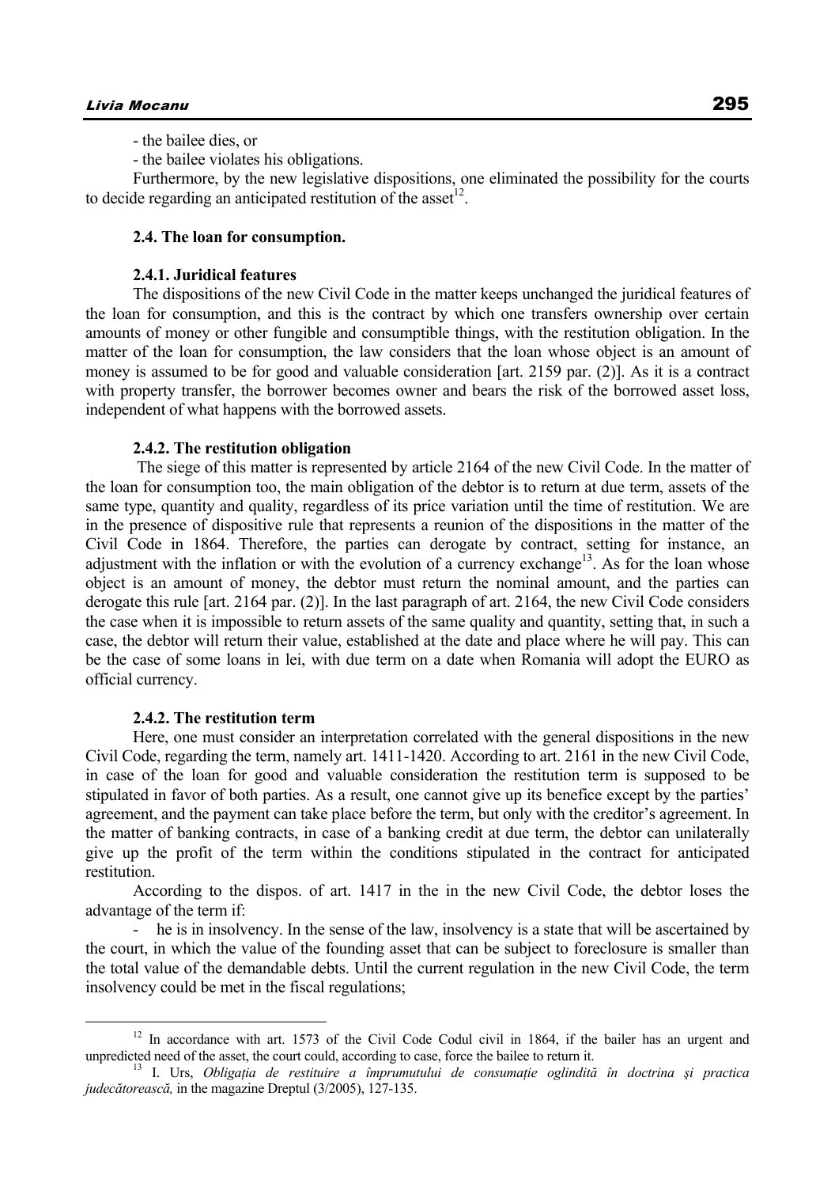- the bailee dies, or

- the bailee violates his obligations.

Furthermore, by the new legislative dispositions, one eliminated the possibility for the courts to decide regarding an anticipated restitution of the asset[12].

#### 2.4. The loan for consumption.

#### 2.4.1. Juridical features

The dispositions of the new Civil Code in the matter keeps unchanged the juridical features of the loan for consumption, and this is the contract by which one transfers ownership over certain amounts of money or other fungible and consumptible things, with the restitution obligation. In the matter of the loan for consumption, the law considers that the loan whose object is an amount of money is assumed to be for good and valuable consideration [art. 2159 par. (2)]. As it is a contract with property transfer, the borrower becomes owner and bears the risk of the borrowed asset loss, independent of what happens with the borrowed assets.

#### 2.4.2. The restitution obligation

The siege of this matter is represented by article 2164 of the new Civil Code. In the matter of the loan for consumption too, the main obligation of the debtor is to return at due term, assets of the same type, quantity and quality, regardless of its price variation until the time of restitution. We are in the presence of dispositive rule that represents a reunion of the dispositions in the matter of the Civil Code in 1864. Therefore, the parties can derogate by contract, setting for instance, an adjustment with the inflation or with the evolution of a currency exchange[13]. As for the loan whose object is an amount of money, the debtor must return the nominal amount, and the parties can derogate this rule [art. 2164 par. (2)]. In the last paragraph of art. 2164, the new Civil Code considers the case when it is impossible to return assets of the same quality and quantity, setting that, in such a case, the debtor will return their value, established at the date and place where he will pay. This can be the case of some loans in lei, with due term on a date when Romania will adopt the EURO as official currency.

#### 2.4.2. The restitution term

Here, one must consider an interpretation correlated with the general dispositions in the new Civil Code, regarding the term, namely art. 1411-1420. According to art. 2161 in the new Civil Code, in case of the loan for good and valuable consideration the restitution term is supposed to be stipulated in favor of both parties. As a result, one cannot give up its benefice except by the parties' agreement, and the payment can take place before the term, but only with the creditor's agreement. In the matter of banking contracts, in case of a banking credit at due term, the debtor can unilaterally give up the profit of the term within the conditions stipulated in the contract for anticipated restitution.

According to the dispos. of art. 1417 in the in the new Civil Code, the debtor loses the advantage of the term if:

- he is in insolvency. In the sense of the law, insolvency is a state that will be ascertained by the court, in which the value of the founding asset that can be subject to foreclosure is smaller than the total value of the demandable debts. Until the current regulation in the new Civil Code, the term insolvency could be met in the fiscal regulations;

---

[12] In accordance with art. 1573 of the Civil Code Codul civil in 1864, if the bailer has an urgent and unpredicted need of the asset, the court could, according to case, force the bailee to return it.

[13] I. Urs, *Obligația de restituire a împrumutului de consumație oglindită în doctrina şi practica judecătorească,* in the magazine Dreptul (3/2005), 127-135.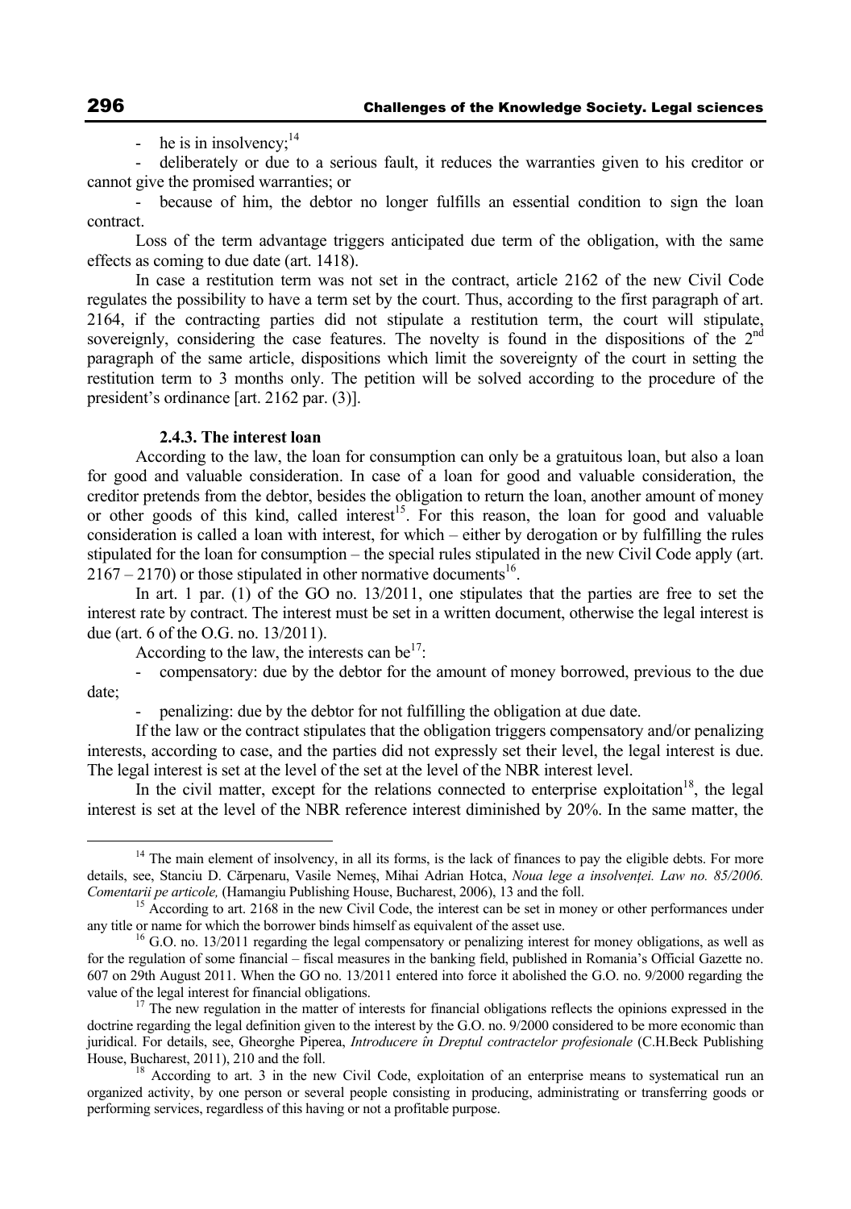- he is in insolvency;[14]

- deliberately or due to a serious fault, it reduces the warranties given to his creditor or cannot give the promised warranties; or

- because of him, the debtor no longer fulfills an essential condition to sign the loan contract.

Loss of the term advantage triggers anticipated due term of the obligation, with the same effects as coming to due date (art. 1418).

In case a restitution term was not set in the contract, article 2162 of the new Civil Code regulates the possibility to have a term set by the court. Thus, according to the first paragraph of art. 2164, if the contracting parties did not stipulate a restitution term, the court will stipulate, sovereignly, considering the case features. The novelty is found in the dispositions of the 2nd paragraph of the same article, dispositions which limit the sovereignty of the court in setting the restitution term to 3 months only. The petition will be solved according to the procedure of the president's ordinance [art. 2162 par. (3)].

### 2.4.3. The interest loan

According to the law, the loan for consumption can only be a gratuitous loan, but also a loan for good and valuable consideration. In case of a loan for good and valuable consideration, the creditor pretends from the debtor, besides the obligation to return the loan, another amount of money or other goods of this kind, called interest[15]. For this reason, the loan for good and valuable consideration is called a loan with interest, for which – either by derogation or by fulfilling the rules stipulated for the loan for consumption – the special rules stipulated in the new Civil Code apply (art. 2167 – 2170) or those stipulated in other normative documents[16].

In art. 1 par. (1) of the GO no. 13/2011, one stipulates that the parties are free to set the interest rate by contract. The interest must be set in a written document, otherwise the legal interest is due (art. 6 of the O.G. no. 13/2011).

According to the law, the interests can be[17]:

- compensatory: due by the debtor for the amount of money borrowed, previous to the due date;

- penalizing: due by the debtor for not fulfilling the obligation at due date.

If the law or the contract stipulates that the obligation triggers compensatory and/or penalizing interests, according to case, and the parties did not expressly set their level, the legal interest is due. The legal interest is set at the level of the set at the level of the NBR interest level.

In the civil matter, except for the relations connected to enterprise exploitation[18], the legal interest is set at the level of the NBR reference interest diminished by 20%. In the same matter, the

---

[14] The main element of insolvency, in all its forms, is the lack of finances to pay the eligible debts. For more details, see, Stanciu D. Cărpenaru, Vasile Nemeş, Mihai Adrian Hotca, *Noua lege a insolvenţei. Law no. 85/2006. Comentarii pe articole,* (Hamangiu Publishing House, Bucharest, 2006), 13 and the foll.

[15] According to art. 2168 in the new Civil Code, the interest can be set in money or other performances under any title or name for which the borrower binds himself as equivalent of the asset use.

[16] G.O. no. 13/2011 regarding the legal compensatory or penalizing interest for money obligations, as well as for the regulation of some financial – fiscal measures in the banking field, published in Romania's Official Gazette no. 607 on 29th August 2011. When the GO no. 13/2011 entered into force it abolished the G.O. no. 9/2000 regarding the value of the legal interest for financial obligations.

[17] The new regulation in the matter of interests for financial obligations reflects the opinions expressed in the doctrine regarding the legal definition given to the interest by the G.O. no. 9/2000 considered to be more economic than juridical. For details, see, Gheorghe Piperea, *Introducere în Dreptul contractelor profesionale* (C.H.Beck Publishing House, Bucharest, 2011), 210 and the foll.

[18] According to art. 3 in the new Civil Code, exploitation of an enterprise means to systematical run an organized activity, by one person or several people consisting in producing, administrating or transferring goods or performing services, regardless of this having or not a profitable purpose.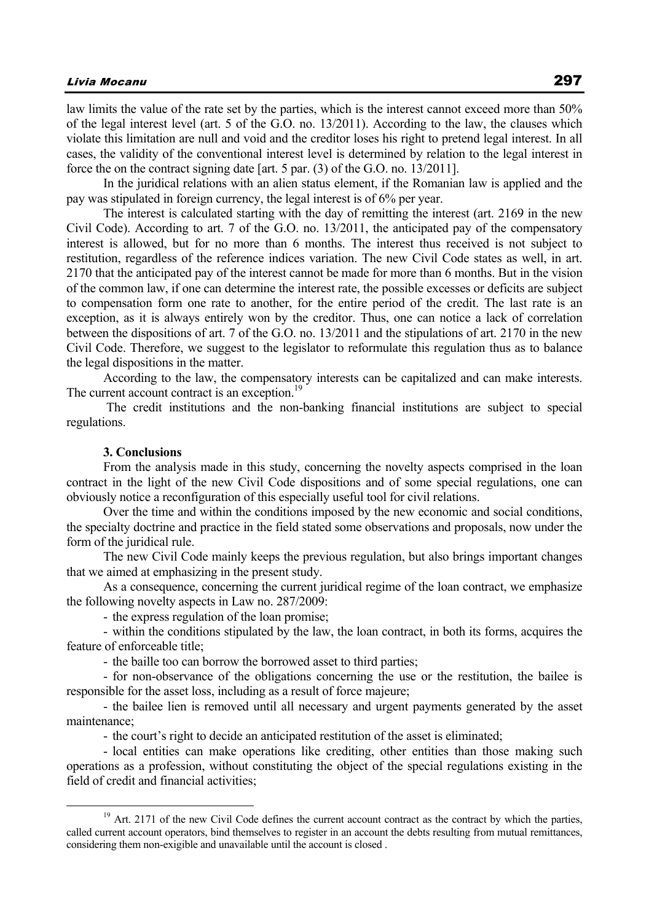law limits the value of the rate set by the parties, which is the interest cannot exceed more than 50% of the legal interest level (art. 5 of the G.O. no. 13/2011). According to the law, the clauses which violate this limitation are null and void and the creditor loses his right to pretend legal interest. In all cases, the validity of the conventional interest level is determined by relation to the legal interest in force the on the contract signing date [art. 5 par. (3) of the G.O. no. 13/2011].

In the juridical relations with an alien status element, if the Romanian law is applied and the pay was stipulated in foreign currency, the legal interest is of 6% per year.

The interest is calculated starting with the day of remitting the interest (art. 2169 in the new Civil Code). According to art. 7 of the G.O. no. 13/2011, the anticipated pay of the compensatory interest is allowed, but for no more than 6 months. The interest thus received is not subject to restitution, regardless of the reference indices variation. The new Civil Code states as well, in art. 2170 that the anticipated pay of the interest cannot be made for more than 6 months. But in the vision of the common law, if one can determine the interest rate, the possible excesses or deficits are subject to compensation form one rate to another, for the entire period of the credit. The last rate is an exception, as it is always entirely won by the creditor. Thus, one can notice a lack of correlation between the dispositions of art. 7 of the G.O. no. 13/2011 and the stipulations of art. 2170 in the new Civil Code. Therefore, we suggest to the legislator to reformulate this regulation thus as to balance the legal dispositions in the matter.

According to the law, the compensatory interests can be capitalized and can make interests. The current account contract is an exception.[19]

The credit institutions and the non-banking financial institutions are subject to special regulations.

### 3. Conclusions

From the analysis made in this study, concerning the novelty aspects comprised in the loan contract in the light of the new Civil Code dispositions and of some special regulations, one can obviously notice a reconfiguration of this especially useful tool for civil relations.

Over the time and within the conditions imposed by the new economic and social conditions, the specialty doctrine and practice in the field stated some observations and proposals, now under the form of the juridical rule.

The new Civil Code mainly keeps the previous regulation, but also brings important changes that we aimed at emphasizing in the present study.

As a consequence, concerning the current juridical regime of the loan contract, we emphasize the following novelty aspects in Law no. 287/2009:

- the express regulation of the loan promise;
- within the conditions stipulated by the law, the loan contract, in both its forms, acquires the feature of enforceable title;
- the baille too can borrow the borrowed asset to third parties;
- for non-observance of the obligations concerning the use or the restitution, the bailee is responsible for the asset loss, including as a result of force majeure;
- the bailee lien is removed until all necessary and urgent payments generated by the asset maintenance;
- the court's right to decide an anticipated restitution of the asset is eliminated;
- local entities can make operations like crediting, other entities than those making such operations as a profession, without constituting the object of the special regulations existing in the field of credit and financial activities;

[19] Art. 2171 of the new Civil Code defines the current account contract as the contract by which the parties, called current account operators, bind themselves to register in an account the debts resulting from mutual remittances, considering them non-exigible and unavailable until the account is closed .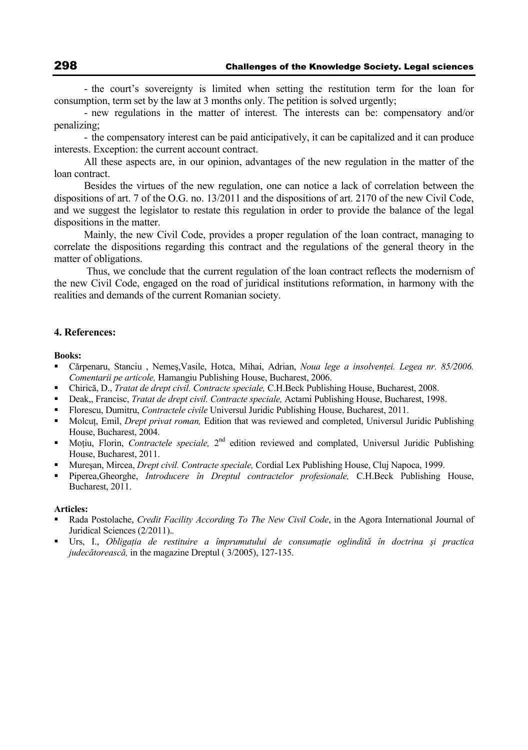- the court's sovereignty is limited when setting the restitution term for the loan for consumption, term set by the law at 3 months only. The petition is solved urgently;

- new regulations in the matter of interest. The interests can be: compensatory and/or penalizing;

- the compensatory interest can be paid anticipatively, it can be capitalized and it can produce interests. Exception: the current account contract.

All these aspects are, in our opinion, advantages of the new regulation in the matter of the loan contract.

Besides the virtues of the new regulation, one can notice a lack of correlation between the dispositions of art. 7 of the O.G. no. 13/2011 and the dispositions of art. 2170 of the new Civil Code, and we suggest the legislator to restate this regulation in order to provide the balance of the legal dispositions in the matter.

Mainly, the new Civil Code, provides a proper regulation of the loan contract, managing to correlate the dispositions regarding this contract and the regulations of the general theory in the matter of obligations.

Thus, we conclude that the current regulation of the loan contract reflects the modernism of the new Civil Code, engaged on the road of juridical institutions reformation, in harmony with the realities and demands of the current Romanian society.

## 4. References:

**Books:**

- Cărpenaru, Stanciu , Nemeș,Vasile, Hotca, Mihai, Adrian, *Noua lege a insolvenței. Legea nr. 85/2006. Comentarii pe articole,* Hamangiu Publishing House, Bucharest, 2006.
- Chirică, D., *Tratat de drept civil. Contracte speciale,* C.H.Beck Publishing House, Bucharest, 2008.
- Deak,, Francisc, *Tratat de drept civil. Contracte speciale,* Actami Publishing House, Bucharest, 1998.
- Florescu, Dumitru, *Contractele civile* Universul Juridic Publishing House, Bucharest, 2011.
- Molcuț, Emil, *Drept privat roman,* Edition that was reviewed and completed, Universul Juridic Publishing House, Bucharest, 2004.
- Moțiu, Florin, *Contractele speciale,* 2nd edition reviewed and complated, Universul Juridic Publishing House, Bucharest, 2011.
- Mureșan, Mircea, *Drept civil. Contracte speciale,* Cordial Lex Publishing House, Cluj Napoca, 1999.
- Piperea,Gheorghe, *Introducere în Dreptul contractelor profesionale,* C.H.Beck Publishing House, Bucharest, 2011.

**Articles:**

- Rada Postolache, *Credit Facility According To The New Civil Code*, in the Agora International Journal of Juridical Sciences (2/2011)..
- Urs, I., *Obligația de restituire a împrumutului de consumație oglindită în doctrina și practica judecătorească,* in the magazine Dreptul ( 3/2005), 127-135.